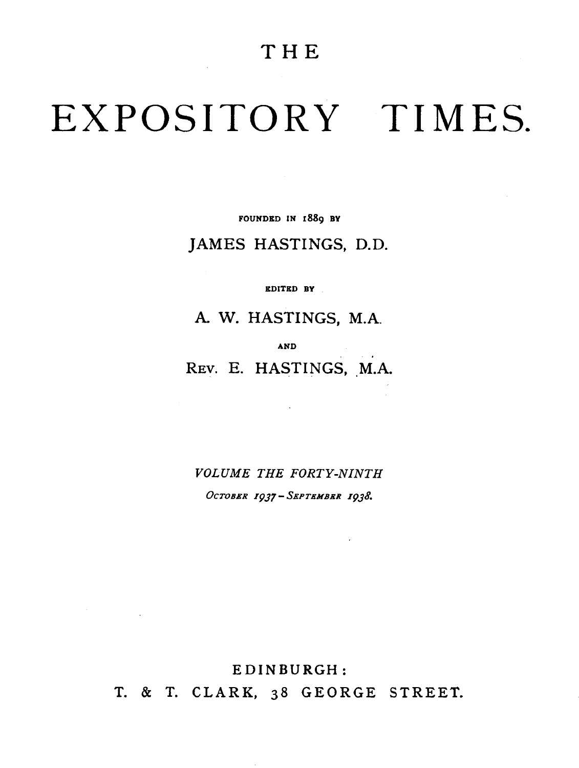# THE EXPOSITORY TIMES.

FOUNDED IN 1889 BY

JAMES HASTINGS, D.D.

EDITED BY

A. W. HASTINGS, M.A.

AND

REV. E. HASTINGS, M.A.

*VOLUME THE FORTY-NINTH*

*October 1937 – September 1938.*

EDINBURGH:

T. & T. CLARK, 38 GEORGE STREET.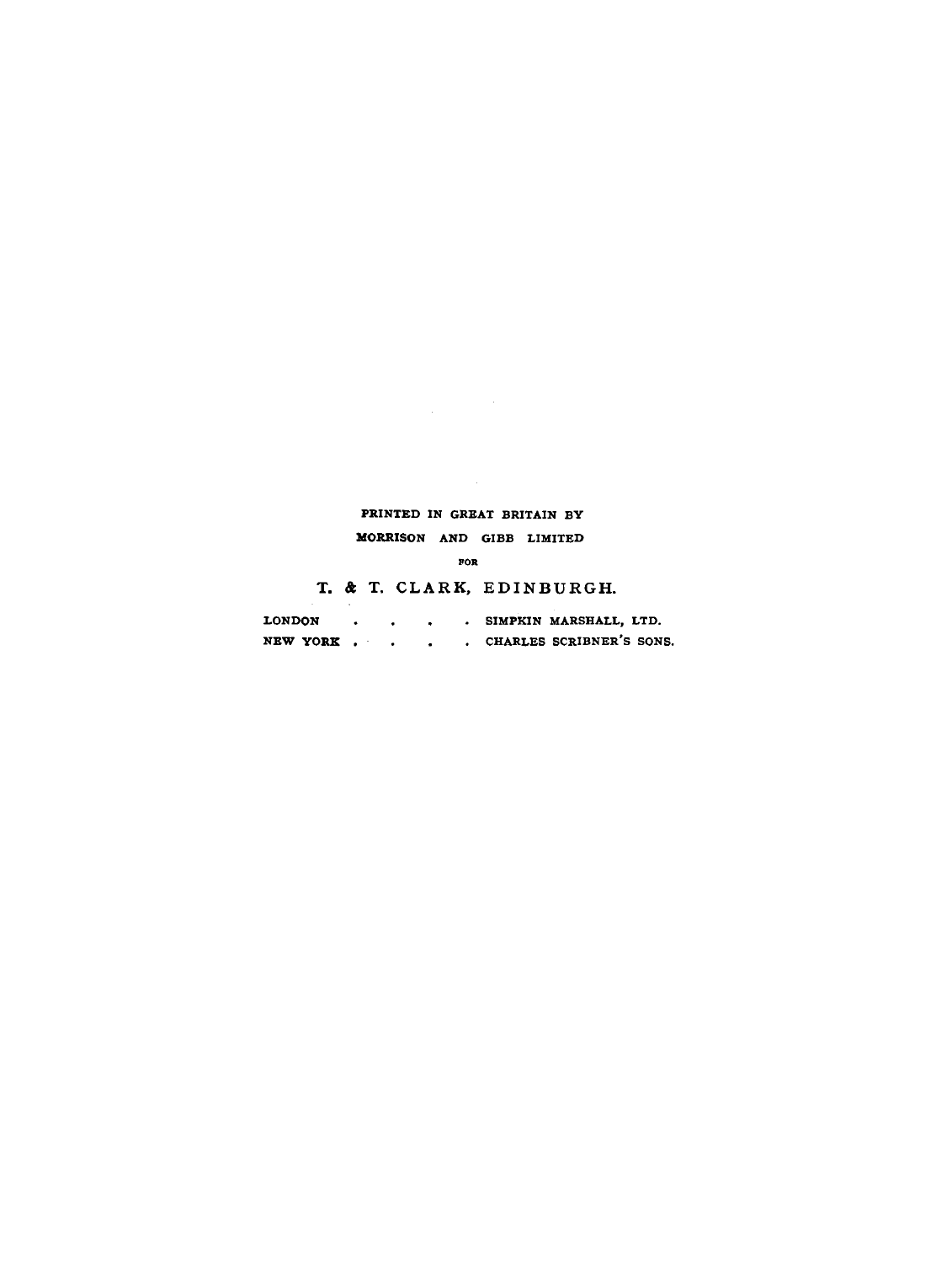PRINTED IN GREAT BRITAIN BY

MORRISON AND GIBB LIMITED

FOR

T. & T. CLARK, EDINBURGH.

LONDON . . . . . SIMPKIN MARSHALL, LTD.

NEW YORK . . . . CHARLES SCRIBNER'S SONS.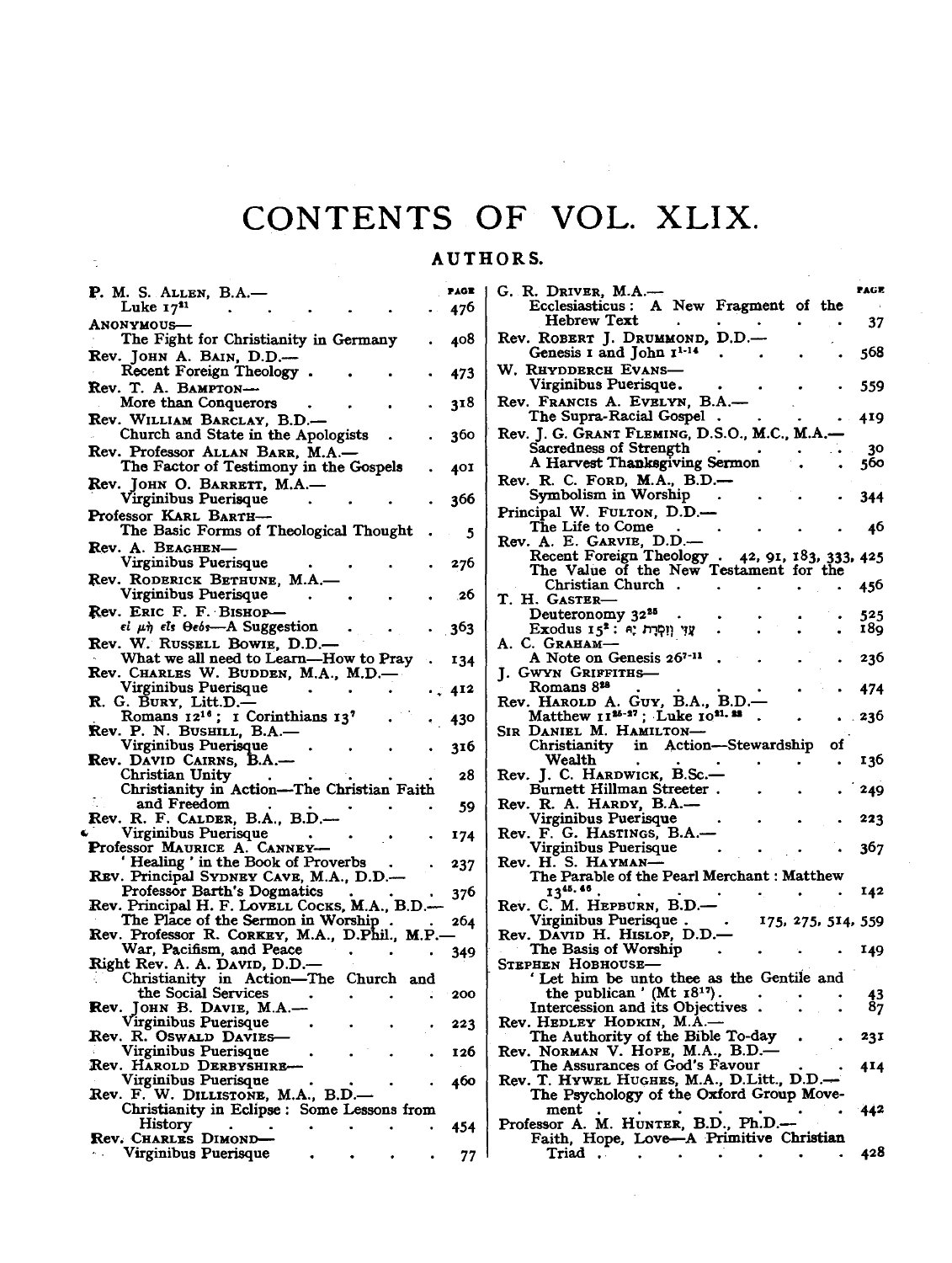# CONTENTS OF VOL. XLIX.

## AUTHORS.

| | PAGE |
|---|---|
| P. M. S. ALLEN, B.A.— | |
| Luke $17^{21}$ | 476 |
| ANONYMOUS— | |
| The Fight for Christianity in Germany | 408 |
| Rev. JOHN A. BAIN, D.D.— | |
| Recent Foreign Theology | 473 |
| Rev. T. A. BAMPTON— | |
| More than Conquerors | 318 |
| Rev. WILLIAM BARCLAY, B.D.— | |
| Church and State in the Apologists | 360 |
| Rev. Professor ALLAN BARR, M.A.— | |
| The Factor of Testimony in the Gospels | 401 |
| Rev. JOHN O. BARRETT, M.A.— | |
| Virginibus Puerisque | 366 |
| Professor KARL BARTH— | |
| The Basic Forms of Theological Thought | 5 |
| Rev. A. BEAGHEN— | |
| Virginibus Puerisque | 276 |
| Rev. RODERICK BETHUNE, M.A.— | |
| Virginibus Puerisque | 26 |
| Rev. ERIC F. F. BISHOP— | |
| εἰ μὴ εἷς Θεός—A Suggestion | 363 |
| Rev. W. RUSSELL BOWIE, D.D.— | |
| What we all need to Learn—How to Pray | 134 |
| Rev. CHARLES W. BUDDEN, M.A., M.D.— | |
| Virginibus Puerisque | 412 |
| R. G. BURY, Litt.D.— | |
| Romans $12^{16}$; 1 Corinthians $13^{7}$ | 430 |
| Rev. P. N. BUSHILL, B.A.— | |
| Virginibus Puerisque | 316 |
| Rev. DAVID CAIRNS, B.A.— | |
| Christian Unity | 28 |
| Christianity in Action—The Christian Faith and Freedom | 59 |
| Rev. R. F. CALDER, B.A., B.D.— | |
| Virginibus Puerisque | 174 |
| Professor MAURICE A. CANNEY— | |
| 'Healing' in the Book of Proverbs | 237 |
| REV. Principal SYDNEY CAVE, M.A., D.D.— | |
| Professor Barth's Dogmatics | 376 |
| Rev. Principal H. F. LOVELL COCKS, M.A., B.D.— | |
| The Place of the Sermon in Worship | 264 |
| Rev. Professor R. CORKEY, M.A., D.Phil., M.P.— | |
| War, Pacifism, and Peace | 349 |
| Right Rev. A. A. DAVID, D.D.— | |
| Christianity in Action—The Church and the Social Services | 200 |
| Rev. JOHN B. DAVIE, M.A.— | |
| Virginibus Puerisque | 223 |
| Rev. R. OSWALD DAVIES— | |
| Virginibus Puerisque | 126 |
| Rev. HAROLD DERBYSHIRE— | |
| Virginibus Puerisque | 460 |
| Rev. F. W. DILLISTONE, M.A., B.D.— | |
| Christianity in Eclipse: Some Lessons from History | 454 |
| Rev. CHARLES DIMOND— | |
| Virginibus Puerisque | 77 |
| G. R. DRIVER, M.A.— | |
| Ecclesiasticus: A New Fragment of the Hebrew Text | 37 |
| Rev. ROBERT J. DRUMMOND, D.D.— | |
| Genesis 1 and John $1^{1-14}$ | 568 |
| W. RHYDDERCH EVANS— | |
| Virginibus Puerisque | 559 |
| Rev. FRANCIS A. EVELYN, B.A.— | |
| The Supra-Racial Gospel | 419 |
| Rev. J. G. GRANT FLEMING, D.S.O., M.C., M.A.— | |
| Sacredness of Strength | 30 |
| A Harvest Thanksgiving Sermon | 560 |
| Rev. R. C. FORD, M.A., B.D.— | |
| Symbolism in Worship | 344 |
| Principal W. FULTON, D.D.— | |
| The Life to Come | 46 |
| Rev. A. E. GARVIE, D.D.— | |
| Recent Foreign Theology | 42, 91, 183, 333, 425 |
| The Value of the New Testament for the Christian Church | 456 |
| T. H. GASTER— | |
| Deuteronomy $32^{25}$ | 525 |
| Exodus $15^{2}$: עָזִּי וְזִמְרָת יָהּ | 189 |
| A. C. GRAHAM— | |
| A Note on Genesis $26^{7-11}$ | 236 |
| J. GWYN GRIFFITHS— | |
| Romans $8^{28}$ | 474 |
| Rev. HAROLD A. GUY, B.A., B.D.— | |
| Matthew $11^{25-27}$; Luke $10^{21,22}$ | 236 |
| SIR DANIEL M. HAMILTON— | |
| Christianity in Action—Stewardship of Wealth | 136 |
| Rev. J. C. HARDWICK, B.Sc.— | |
| Burnett Hillman Streeter | 249 |
| Rev. R. A. HARDY, B.A.— | |
| Virginibus Puerisque | 223 |
| Rev. F. G. HASTINGS, B.A.— | |
| Virginibus Puerisque | 367 |
| Rev. H. S. HAYMAN— | |
| The Parable of the Pearl Merchant: Matthew $13^{45,46}$ | 142 |
| Rev. C. M. HEPBURN, B.D.— | |
| Virginibus Puerisque | 175, 275, 514, 559 |
| Rev. DAVID H. HISLOP, D.D.— | |
| The Basis of Worship | 149 |
| STEPHEN HOBHOUSE— | |
| 'Let him be unto thee as the Gentile and the publican' (Mt $18^{17}$) | 43 |
| Intercession and its Objectives | 87 |
| Rev. HEDLEY HODKIN, M.A.— | |
| The Authority of the Bible To-day | 231 |
| Rev. NORMAN V. HOPE, M.A., B.D.— | |
| The Assurances of God's Favour | 414 |
| Rev. T. HYWEL HUGHES, M.A., D.Litt., D.D.— | |
| The Psychology of the Oxford Group Movement | 442 |
| Professor A. M. HUNTER, B.D., Ph.D.— | |
| Faith, Hope, Love—A Primitive Christian Triad | 428 |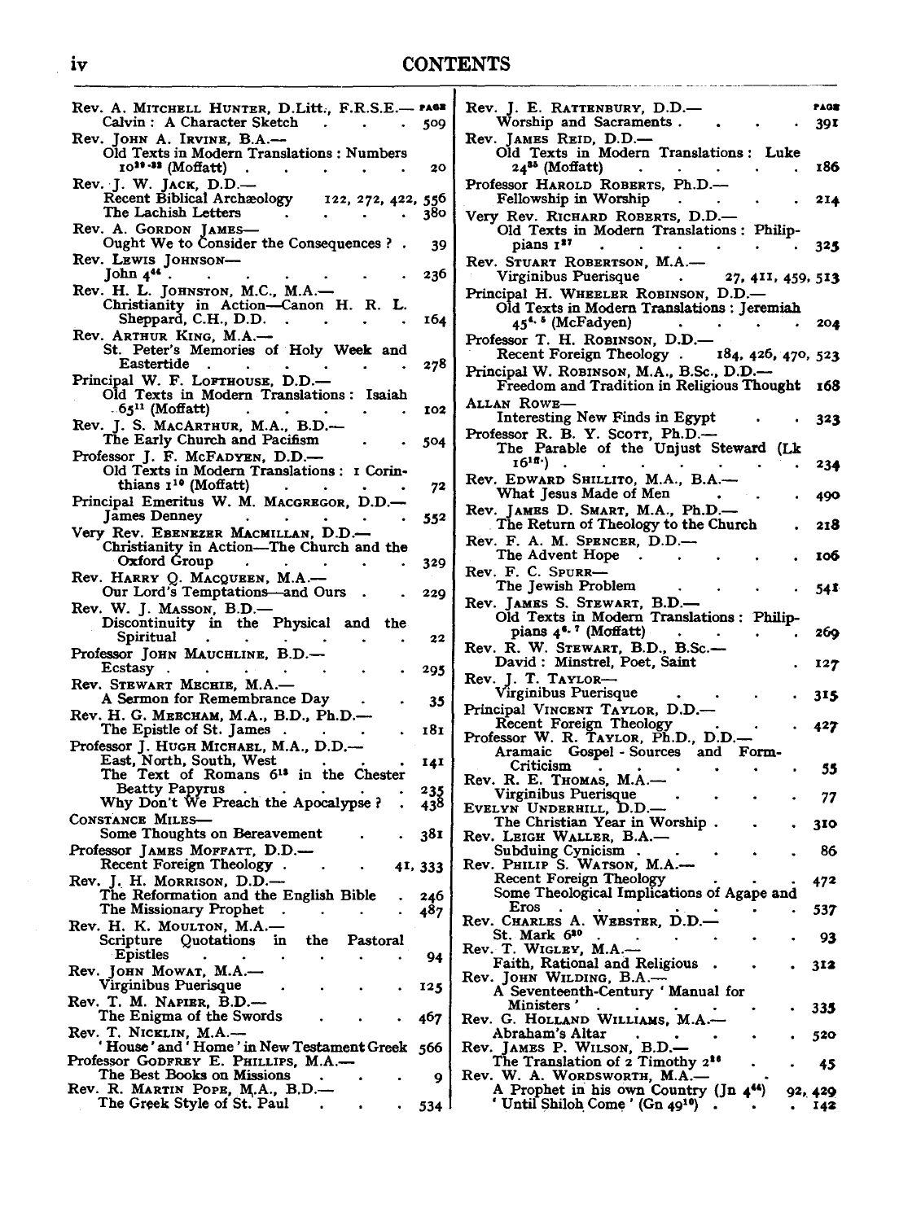# CONTENTS

| | PAGE |
|---|---|
| Rev. A. Mitchell Hunter, D.Litt., F.R.S.E.— | |
| Calvin: A Character Sketch | 509 |
| Rev. John A. Irvine, B.A.— | |
| Old Texts in Modern Translations: Numbers $10^{29-32}$ (Moffatt) | 20 |
| Rev. J. W. Jack, D.D.— | |
| Recent Biblical Archæology | 122, 272, 422, 556 |
| The Lachish Letters | 380 |
| Rev. A. Gordon James— | |
| Ought We to Consider the Consequences? | 39 |
| Rev. Lewis Johnson— | |
| John $4^{44}$ | 236 |
| Rev. H. L. Johnston, M.C., M.A.— | |
| Christianity in Action—Canon H. R. L. Sheppard, C.H., D.D. | 164 |
| Rev. Arthur King, M.A.— | |
| St. Peter's Memories of Holy Week and Eastertide | 278 |
| Principal W. F. Lofthouse, D.D.— | |
| Old Texts in Modern Translations: Isaiah $65^{11}$ (Moffatt) | 102 |
| Rev. J. S. MacArthur, M.A., B.D.— | |
| The Early Church and Pacifism | 504 |
| Professor J. F. McFadyen, D.D.— | |
| Old Texts in Modern Translations: 1 Corinthians $1^{10}$ (Moffatt) | 72 |
| Principal Emeritus W. M. Macgregor, D.D.— | |
| James Denney | 552 |
| Very Rev. Ebenezer Macmillan, D.D.— | |
| Christianity in Action—The Church and the Oxford Group | 329 |
| Rev. Harry Q. Macqueen, M.A.— | |
| Our Lord's Temptations—and Ours | 229 |
| Rev. W. J. Masson, B.D.— | |
| Discontinuity in the Physical and the Spiritual | 22 |
| Professor John Mauchline, B.D.— | |
| Ecstasy | 295 |
| Rev. Stewart Mechie, M.A.— | |
| A Sermon for Remembrance Day | 35 |
| Rev. H. G. Meecham, M.A., B.D., Ph.D.— | |
| The Epistle of St. James | 181 |
| Professor J. Hugh Michael, M.A., D.D.— | |
| East, North, South, West | 141 |
| The Text of Romans $6^{13}$ in the Chester Beatty Papyrus | 235 |
| Why Don't We Preach the Apocalypse? | 438 |
| Constance Miles— | |
| Some Thoughts on Bereavement | 381 |
| Professor James Moffatt, D.D.— | |
| Recent Foreign Theology | 41, 333 |
| Rev. J. H. Morrison, D.D.— | |
| The Reformation and the English Bible | 246 |
| The Missionary Prophet | 487 |
| Rev. H. K. Moulton, M.A.— | |
| Scripture Quotations in the Pastoral Epistles | 94 |
| Rev. John Mowat, M.A.— | |
| Virginibus Puerisque | 125 |
| Rev. T. M. Napier, B.D.— | |
| The Enigma of the Swords | 467 |
| Rev. T. Nicklin, M.A.— | |
| 'House' and 'Home' in New Testament Greek | 566 |
| Professor Godfrey E. Phillips, M.A.— | |
| The Best Books on Missions | 9 |
| Rev. R. Martin Pope, M.A., B.D.— | |
| The Greek Style of St. Paul | 534 |
| Rev. J. E. Rattenbury, D.D.— | |
| Worship and Sacraments | 391 |
| Rev. James Reid, D.D.— | |
| Old Texts in Modern Translations: Luke $24^{35}$ (Moffatt) | 186 |
| Professor Harold Roberts, Ph.D.— | |
| Fellowship in Worship | 214 |
| Very Rev. Richard Roberts, D.D.— | |
| Old Texts in Modern Translations: Philippians $1^{27}$ | 325 |
| Rev. Stuart Robertson, M.A.— | |
| Virginibus Puerisque | 27, 411, 459, 513 |
| Principal H. Wheeler Robinson, D.D.— | |
| Old Texts in Modern Translations: Jeremiah $45^{4,5}$ (McFadyen) | 204 |
| Professor T. H. Robinson, D.D.— | |
| Recent Foreign Theology | 184, 426, 470, 523 |
| Principal W. Robinson, M.A., B.Sc., D.D.— | |
| Freedom and Tradition in Religious Thought | 168 |
| Allan Rowe— | |
| Interesting New Finds in Egypt | 323 |
| Professor R. B. Y. Scott, Ph.D.— | |
| The Parable of the Unjust Steward (Lk $16^{1ff}$) | 234 |
| Rev. Edward Shillito, M.A., B.A.— | |
| What Jesus Made of Men | 490 |
| Rev. James D. Smart, M.A., Ph.D.— | |
| The Return of Theology to the Church | 218 |
| Rev. F. A. M. Spencer, D.D.— | |
| The Advent Hope | 106 |
| Rev. F. C. Spurr— | |
| The Jewish Problem | 541 |
| Rev. James S. Stewart, B.D.— | |
| Old Texts in Modern Translations: Philippians $4^{6,7}$ (Moffatt) | 269 |
| Rev. R. W. Stewart, B.D., B.Sc.— | |
| David: Minstrel, Poet, Saint | 127 |
| Rev. J. T. Taylor— | |
| Virginibus Puerisque | 315 |
| Principal Vincent Taylor, D.D.— | |
| Recent Foreign Theology | 427 |
| Professor W. R. Taylor, Ph.D., D.D.— | |
| Aramaic Gospel-Sources and Form-Criticism | 55 |
| Rev. R. E. Thomas, M.A.— | |
| Virginibus Puerisque | 77 |
| Evelyn Underhill, D.D.— | |
| The Christian Year in Worship | 310 |
| Rev. Leigh Waller, B.A.— | |
| Subduing Cynicism | 86 |
| Rev. Philip S. Watson, M.A.— | |
| Recent Foreign Theology | 472 |
| Some Theological Implications of Agape and Eros | 537 |
| Rev. Charles A. Webster, D.D.— | |
| St. Mark $6^{20}$ | 93 |
| Rev. T. Wigley, M.A.— | |
| Faith, Rational and Religious | 312 |
| Rev. John Wilding, B.A.— | |
| A Seventeenth-Century 'Manual for Ministers' | 335 |
| Rev. G. Holland Williams, M.A.— | |
| Abraham's Altar | 520 |
| Rev. James P. Wilson, B.D.— | |
| The Translation of 2 Timothy $2^{26}$ | 45 |
| Rev. W. A. Wordsworth, M.A.— | |
| A Prophet in his own Country (Jn $4^{44}$) | 92, 429 |
| 'Until Shiloh Come' (Gn $49^{10}$) | 142 |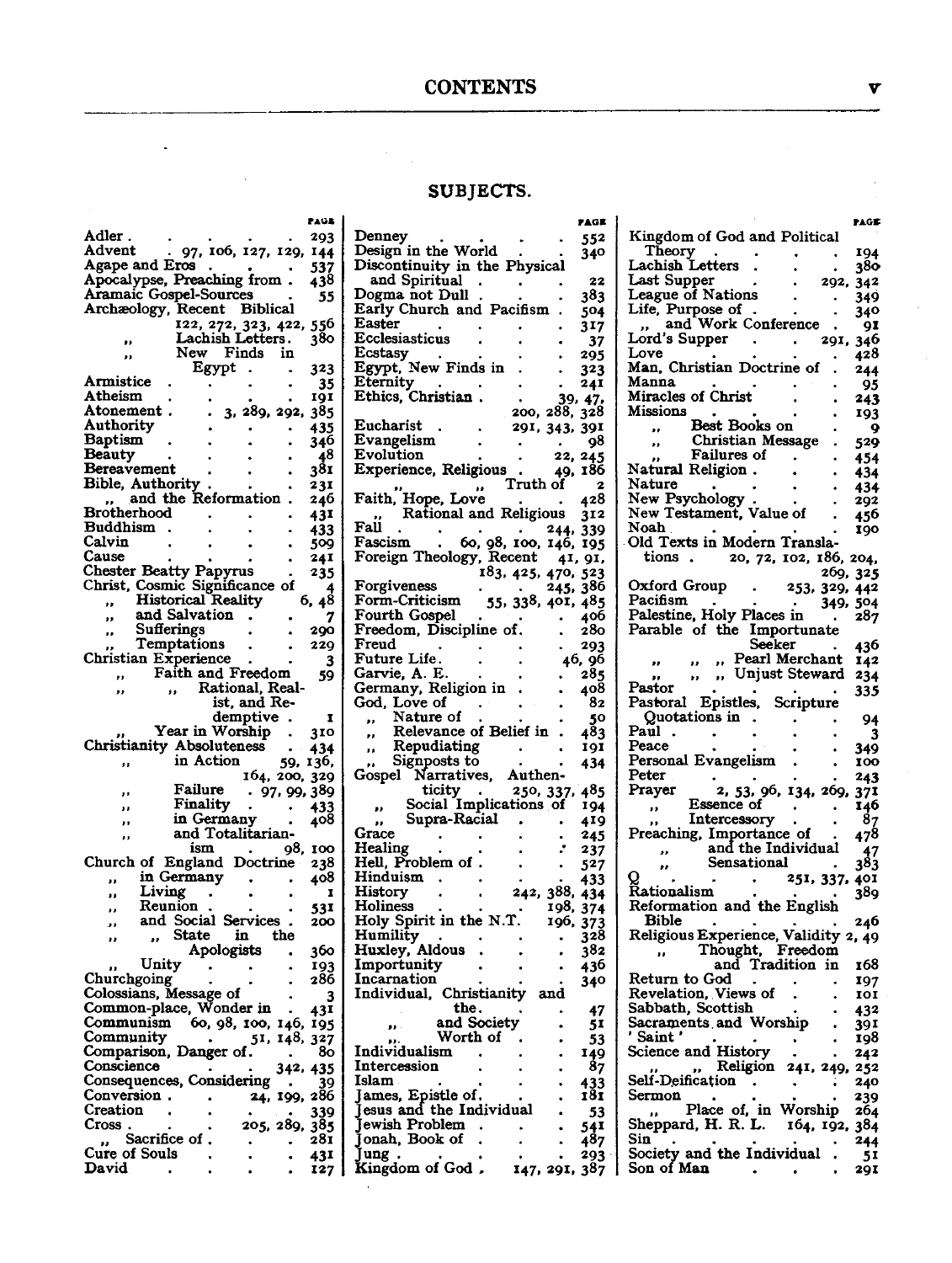## SUBJECTS.

PAGE

Adler . . . . . . 293
Advent . 97, 106, 127, 129, 144
Agape and Eros . . . . 537
Apocalypse, Preaching from . 438
Aramaic Gospel-Sources . 55
Archæology, Recent Biblical 122, 272, 323, 422, 556
,, Lachish Letters . 380
,, New Finds in Egypt . . 323
Armistice . . . . . 35
Atheism . . . . . 191
Atonement . . 3, 289, 292, 385
Authority . . . . 435
Baptism . . . . . 346
Beauty . . . . . 48
Bereavement . . . . 381
Bible, Authority . . . . 231
,, and the Reformation . 246
Brotherhood . . . . 431
Buddhism . . . . . 433
Calvin . . . . . 509
Cause . . . . . 241
Chester Beatty Papyrus . 235
Christ, Cosmic Significance of 4
,, Historical Reality 6, 48
,, and Salvation . . 7
,, Sufferings . . 290
,, Temptations . . 229
Christian Experience . . 3
,, Faith and Freedom 59
,, ,, Rational, Realist, and Redemptive . 1
,, Year in Worship . 310
Christianity Absoluteness . 434
,, in Action 59, 136, 164, 200, 329
,, Failure . 97, 99, 389
,, Finality . . 433
,, in Germany . 408
,, and Totalitarianism . 98, 100
Church of England Doctrine 238
,, in Germany . . 408
,, Living . . . . 1
,, Reunion . . . 531
,, and Social Services . 200
,, ,, State in the Apologists . 360
,, Unity . . . 193
Churchgoing . . . . 286
Colossians, Message of . . 3
Common-place, Wonder in . 431
Communism 60, 98, 100, 146, 195
Community . 51, 148, 327
Comparison, Danger of . . 80
Conscience . . . 342, 435
Consequences, Considering . 39
Conversion . . 24, 199, 286
Creation . . . . . 339
Cross . . . 205, 289, 385
,, Sacrifice of . . . 281
Cure of Souls . . . . 431
David . . . . . 127

PAGE

Denney . . . . . 552
Design in the World . . 340
Discontinuity in the Physical and Spiritual . . . 22
Dogma not Dull . . . 383
Early Church and Pacifism . 504
Easter . . . . . 317
Ecclesiasticus . . . . 37
Ecstasy . . . . . 295
Egypt, New Finds in . . 323
Eternity . . . . . 241
Ethics, Christian . . 39, 47, 200, 288, 328
Eucharist . . 291, 343, 391
Evangelism . . . . 98
Evolution . . . . 22, 245
Experience, Religious . 49, 186
,, ,, Truth of 2
Faith, Hope, Love . . 428
,, Rational and Religious 312
Fall . . . . . 244, 339
Fascism . 60, 98, 100, 146, 195
Foreign Theology, Recent 41, 91, 183, 425, 470, 523
Forgiveness . . . 245, 386
Form-Criticism 55, 338, 401, 485
Fourth Gospel . . . . 406
Freedom, Discipline of . . 280
Freud . . . . . 293
Future Life . . . . 46, 96
Garvie, A. E. . . . . 285
Germany, Religion in . . 408
God, Love of . . . . 82
,, Nature of . . . . 50
,, Relevance of Belief in . 483
,, Repudiating . . . 191
,, Signposts to . . . 434
Gospel Narratives, Authenticity . 250, 337, 485
,, Social Implications of 194
,, Supra-Racial . . 419
Grace . . . . . 245
Healing . . . . . 237
Hell, Problem of . . . 527
Hinduism . . . . . 433
History . . . 242, 388, 434
Holiness . . . . 198, 374
Holy Spirit in the N.T. 196, 373
Humility . . . . . 328
Huxley, Aldous . . . 382
Importunity . . . . 436
Incarnation . . . . 340
Individual, Christianity and the . . . 47
,, and Society . 51
,, Worth of . 53
Individualism . . . . 149
Intercession . . . . 87
Islam . . . . . 433
James, Epistle of . . . 181
Jesus and the Individual . 53
Jewish Problem . . . 541
Jonah, Book of . . . 487
Jung . . . . . 293
Kingdom of God . 147, 291, 387

PAGE

Kingdom of God and Political Theory . . . . 194
Lachish Letters . . . 380
Last Supper . . 292, 342
League of Nations . . 349
Life, Purpose of . . . 340
,, and Work Conference . 91
Lord's Supper . . 291, 346
Love . . . . . 428
Man, Christian Doctrine of . 244
Manna . . . . . 95
Miracles of Christ . . 243
Missions . . . . . 193
,, Best Books on . 9
,, Christian Message . 529
,, Failures of . . 454
Natural Religion . . . 434
Nature . . . . . 434
New Psychology . . . 292
New Testament, Value of . 456
Noah . . . . . 190
Old Texts in Modern Translations . 20, 72, 102, 186, 204, 269, 325
Oxford Group . 253, 329, 442
Pacifism . . . 349, 504
Palestine, Holy Places in . 287
Parable of the Importunate Seeker . 436
,, ,, ,, Pearl Merchant 142
,, ,, ,, Unjust Steward 234
Pastor . . . . . 335
Pastoral Epistles, Scripture Quotations in . . . 94
Paul . . . . . . 3
Peace . . . . . 349
Personal Evangelism . . 100
Peter . . . . . 243
Prayer 2, 53, 96, 134, 269, 371
,, Essence of . . . 146
,, Intercessory . . 87
Preaching, Importance of . 478
,, and the Individual 47
,, Sensational . 383
Q . . . . 251, 337, 401
Rationalism . . . . 389
Reformation and the English Bible . . . . . 246
Religious Experience, Validity 2, 49
,, Thought, Freedom and Tradition in 168
Return to God . . . 197
Revelation, Views of . . 101
Sabbath, Scottish . . . 432
Sacraments and Worship . 391
'Saint' . . . . . 198
Science and History . . 242
,, ,, Religion 241, 249, 252
Self-Deification . . . 240
Sermon . . . . . 239
,, Place of, in Worship 264
Sheppard, H. R. L. 164, 192, 384
Sin . . . . . . 244
Society and the Individual . 51
Son of Man . . . . 291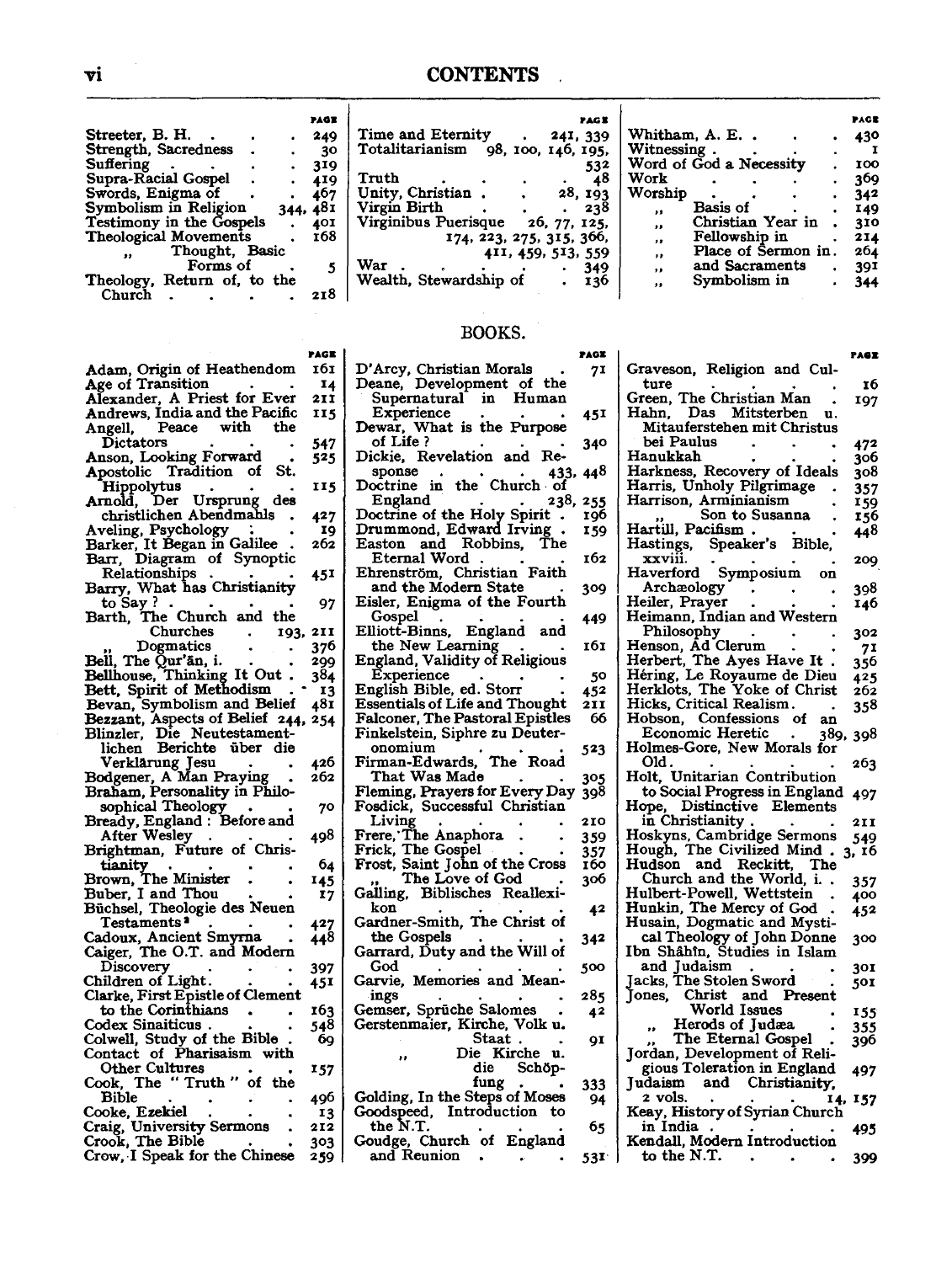| | PAGE |
|---|---|
| Streeter, B. H. | 249 |
| Strength, Sacredness | 30 |
| Suffering | 319 |
| Supra-Racial Gospel | 419 |
| Swords, Enigma of | 467 |
| Symbolism in Religion | 344, 481 |
| Testimony in the Gospels | 401 |
| Theological Movements | 168 |
| „ Thought, Basic Forms of | 5 |
| Theology, Return of, to the Church | 218 |
| Time and Eternity | 241, 339 |
| Totalitarianism | 98, 100, 146, 195, 532 |
| Truth | 48 |
| Unity, Christian | 28, 193 |
| Virgin Birth | 238 |
| Virginibus Puerisque | 26, 77, 125, 174, 223, 275, 315, 366, 411, 459, 513, 559 |
| War | 349 |
| Wealth, Stewardship of | 136 |
| Whitham, A. E. | 430 |
| Witnessing | 1 |
| Word of God a Necessity | 100 |
| Work | 369 |
| Worship | 342 |
| „ Basis of | 149 |
| „ Christian Year in | 310 |
| „ Fellowship in | 214 |
| „ Place of Sermon in | 264 |
| „ and Sacraments | 391 |
| „ Symbolism in | 344 |

## BOOKS.

| | PAGE |
|---|---|
| Adam, Origin of Heathendom | 161 |
| Age of Transition | 14 |
| Alexander, A Priest for Ever | 211 |
| Andrews, India and the Pacific | 115 |
| Angell, Peace with the Dictators | 547 |
| Anson, Looking Forward | 525 |
| Apostolic Tradition of St. Hippolytus | 115 |
| Arnold, Der Ursprung des christlichen Abendmahls | 427 |
| Aveling, Psychology | 19 |
| Barker, It Began in Galilee | 262 |
| Barr, Diagram of Synoptic Relationships | 451 |
| Barry, What has Christianity to Say? | 97 |
| Barth, The Church and the Churches | 193, 211 |
| „ Dogmatics | 376 |
| Bell, The Qur'ān, i. | 299 |
| Bellhouse, Thinking It Out | 384 |
| Bett, Spirit of Methodism | 13 |
| Bevan, Symbolism and Belief | 481 |
| Bezzant, Aspects of Belief | 244, 254 |
| Blinzler, Die Neutestamentlichen Berichte über die Verklärung Jesu | 426 |
| Bodgener, A Man Praying | 262 |
| Braham, Personality in Philosophical Theology | 70 |
| Bready, England: Before and After Wesley | 498 |
| Brightman, Future of Christianity | 64 |
| Brown, The Minister | 145 |
| Buber, I and Thou | 17 |
| Büchsel, Theologie des Neuen Testaments[2] | 427 |
| Cadoux, Ancient Smyrna | 448 |
| Caiger, The O.T. and Modern Discovery | 397 |
| Children of Light | 451 |
| Clarke, First Epistle of Clement to the Corinthians | 163 |
| Codex Sinaiticus | 548 |
| Colwell, Study of the Bible | 69 |
| Contact of Pharisaism with Other Cultures | 157 |
| Cook, The "Truth" of the Bible | 496 |
| Cooke, Ezekiel | 13 |
| Craig, University Sermons | 212 |
| Crook, The Bible | 303 |
| Crow, I Speak for the Chinese | 259 |
| D'Arcy, Christian Morals | 71 |
| Deane, Development of the Supernatural in Human Experience | 451 |
| Dewar, What is the Purpose of Life? | 340 |
| Dickie, Revelation and Response | 433, 448 |
| Doctrine in the Church of England | 238, 255 |
| Doctrine of the Holy Spirit | 196 |
| Drummond, Edward Irving | 159 |
| Easton and Robbins, The Eternal Word | 162 |
| Ehrenström, Christian Faith and the Modern State | 309 |
| Eisler, Enigma of the Fourth Gospel | 449 |
| Elliott-Binns, England and the New Learning | 161 |
| England, Validity of Religious Experience | 50 |
| English Bible, ed. Storr | 452 |
| Essentials of Life and Thought | 211 |
| Falconer, The Pastoral Epistles | 66 |
| Finkelstein, Siphre zu Deuteronomium | 523 |
| Firman-Edwards, The Road That Was Made | 305 |
| Fleming, Prayers for Every Day | 398 |
| Fosdick, Successful Christian Living | 210 |
| Frere, The Anaphora | 359 |
| Frick, The Gospel | 357 |
| Frost, Saint John of the Cross | 160 |
| „ The Love of God | 306 |
| Galling, Biblisches Reallexikon | 42 |
| Gardner-Smith, The Christ of the Gospels | 342 |
| Garrard, Duty and the Will of God | 500 |
| Garvie, Memories and Meanings | 285 |
| Gemser, Sprüche Salomes | 42 |
| Gerstenmaier, Kirche, Volk u. Staat | 91 |
| „ Die Kirche u. die Schöpfung | 333 |
| Golding, In the Steps of Moses | 94 |
| Goodspeed, Introduction to the N.T. | 65 |
| Goudge, Church of England and Reunion | 531 |
| Graveson, Religion and Culture | 16 |
| Green, The Christian Man | 197 |
| Hahn, Das Mitsterben u. Mitauferstehen mit Christus bei Paulus | 472 |
| Hanukkah | 306 |
| Harkness, Recovery of Ideals | 308 |
| Harris, Unholy Pilgrimage | 357 |
| Harrison, Arminianism | 159 |
| „ Son to Susanna | 156 |
| Hartill, Pacifism | 448 |
| Hastings, Speaker's Bible, xxviii. | 209 |
| Haverford Symposium on Archæology | 398 |
| Heiler, Prayer | 146 |
| Heimann, Indian and Western Philosophy | 302 |
| Henson, Ad Clerum | 71 |
| Herbert, The Ayes Have It | 356 |
| Héring, Le Royaume de Dieu | 425 |
| Herklots, The Yoke of Christ | 262 |
| Hicks, Critical Realism | 358 |
| Hobson, Confessions of an Economic Heretic | 389, 398 |
| Holmes-Gore, New Morals for Old | 263 |
| Holt, Unitarian Contribution to Social Progress in England | 497 |
| Hope, Distinctive Elements in Christianity | 211 |
| Hoskyns, Cambridge Sermons | 549 |
| Hough, The Civilized Mind | 3, 16 |
| Hudson and Reckitt, The Church and the World, i. | 357 |
| Hulbert-Powell, Wettstein | 400 |
| Hunkin, The Mercy of God | 452 |
| Husain, Dogmatic and Mystical Theology of John Donne | 300 |
| Ibn Shâhîn, Studies in Islam and Judaism | 301 |
| Jacks, The Stolen Sword | 501 |
| Jones, Christ and Present World Issues | 155 |
| „ Herods of Judæa | 355 |
| „ The Eternal Gospel | 396 |
| Jordan, Development of Religious Toleration in England | 497 |
| Judaism and Christianity, 2 vols. | 14, 157 |
| Keay, History of Syrian Church in India | 495 |
| Kendall, Modern Introduction to the N.T. | 399 |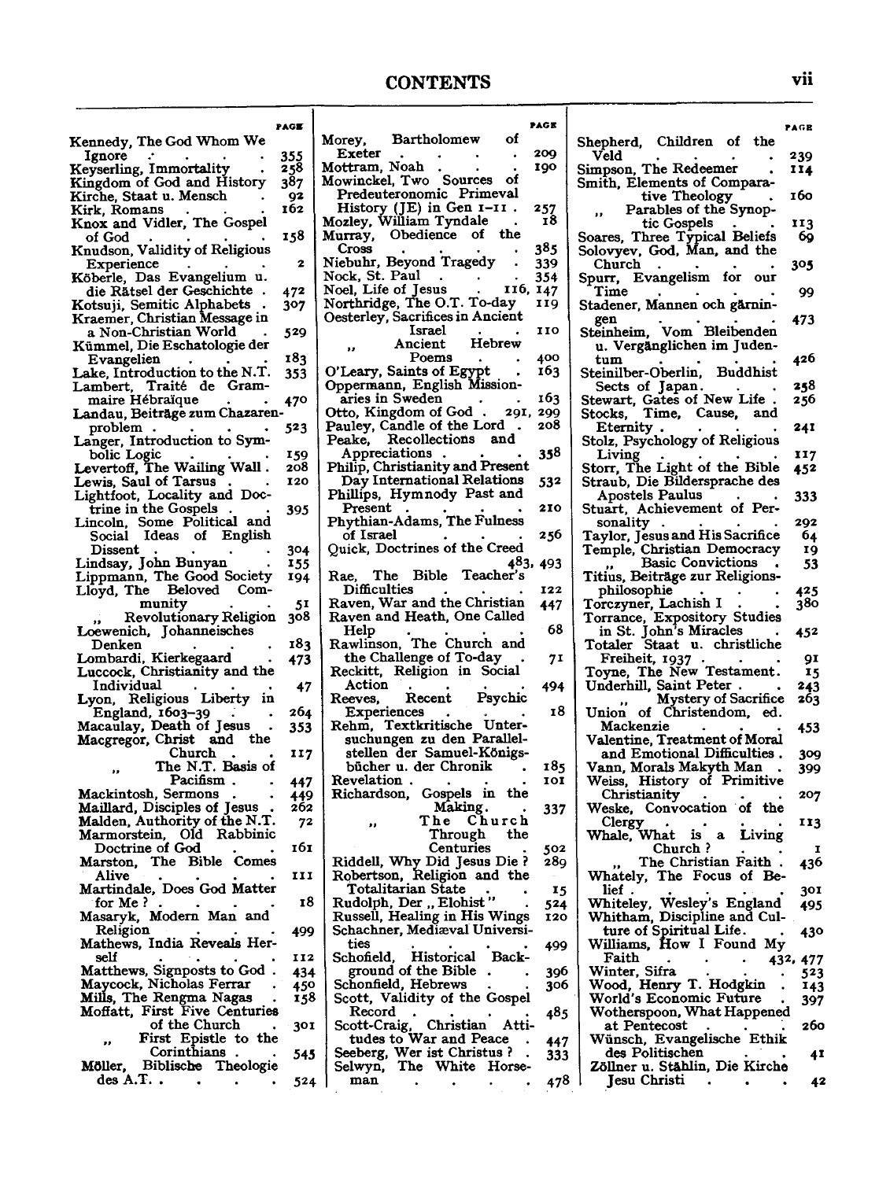## CONTENTS

| | PAGE |
|---|---|
| Kennedy, The God Whom We Ignore | 355 |
| Keyserling, Immortality | 258 |
| Kingdom of God and History | 387 |
| Kirche, Staat u. Mensch | 92 |
| Kirk, Romans | 162 |
| Knox and Vidler, The Gospel of God | 158 |
| Knudson, Validity of Religious Experience | 2 |
| Köberle, Das Evangelium u. die Rätsel der Geschichte | 472 |
| Kotsuji, Semitic Alphabets | 307 |
| Kraemer, Christian Message in a Non-Christian World | 529 |
| Kümmel, Die Eschatologie der Evangelien | 183 |
| Lake, Introduction to the N.T. | 353 |
| Lambert, Traité de Grammaire Hébraïque | 470 |
| Landau, Beiträge zum Chazarenproblem | 523 |
| Langer, Introduction to Symbolic Logic | 159 |
| Levertoff, The Wailing Wall | 208 |
| Lewis, Saul of Tarsus | 120 |
| Lightfoot, Locality and Doctrine in the Gospels | 395 |
| Lincoln, Some Political and Social Ideas of English Dissent | 304 |
| Lindsay, John Bunyan | 155 |
| Lippmann, The Good Society | 194 |
| Lloyd, The Beloved Community | 51 |
| ,, Revolutionary Religion | 308 |
| Loewenich, Johanneisches Denken | 183 |
| Lombardi, Kierkegaard | 473 |
| Luccock, Christianity and the Individual | 47 |
| Lyon, Religious Liberty in England, 1603–39 | 264 |
| Macaulay, Death of Jesus | 353 |
| Macgregor, Christ and the Church | 117 |
| ,, The N.T. Basis of Pacifism | 447 |
| Mackintosh, Sermons | 449 |
| Maillard, Disciples of Jesus | 262 |
| Malden, Authority of the N.T. | 72 |
| Marmorstein, Old Rabbinic Doctrine of God | 161 |
| Marston, The Bible Comes Alive | 111 |
| Martindale, Does God Matter for Me? | 18 |
| Masaryk, Modern Man and Religion | 499 |
| Mathews, India Reveals Herself | 112 |
| Matthews, Signposts to God | 434 |
| Maycock, Nicholas Ferrar | 450 |
| Mills, The Rengma Nagas | 158 |
| Moffatt, First Five Centuries of the Church | 301 |
| ,, First Epistle to the Corinthians | 545 |
| Möller, Biblische Theologie des A.T. | 524 |
| Morey, Bartholomew of Exeter | 209 |
| Mottram, Noah | 190 |
| Mowinckel, Two Sources of Predeuteronomic Primeval History (JE) in Gen 1–11 | 257 |
| Mozley, William Tyndale | 18 |
| Murray, Obedience of the Cross | 385 |
| Niebuhr, Beyond Tragedy | 339 |
| Nock, St. Paul | 354 |
| Noel, Life of Jesus | 116, 147 |
| Northridge, The O.T. To-day | 119 |
| Oesterley, Sacrifices in Ancient Israel | 110 |
| ,, Ancient Hebrew Poems | 400 |
| O'Leary, Saints of Egypt | 163 |
| Oppermann, English Missionaries in Sweden | 163 |
| Otto, Kingdom of God | 291, 299 |
| Pauley, Candle of the Lord | 208 |
| Peake, Recollections and Appreciations | 358 |
| Philip, Christianity and Present Day International Relations | 532 |
| Phillips, Hymnody Past and Present | 210 |
| Phythian-Adams, The Fulness of Israel | 256 |
| Quick, Doctrines of the Creed | 483, 493 |
| Rae, The Bible Teacher's Difficulties | 122 |
| Raven, War and the Christian | 447 |
| Raven and Heath, One Called Help | 68 |
| Rawlinson, The Church and the Challenge of To-day | 71 |
| Reckitt, Religion in Social Action | 494 |
| Reeves, Recent Psychic Experiences | 18 |
| Rehm, Textkritische Untersuchungen zu den Parallelstellen der Samuel-Königsbücher u. der Chronik | 185 |
| Revelation | 101 |
| Richardson, Gospels in the Making | 337 |
| ,, The Church Through the Centuries | 502 |
| Riddell, Why Did Jesus Die? | 289 |
| Robertson, Religion and the Totalitarian State | 15 |
| Rudolph, Der „Elohist" | 524 |
| Russell, Healing in His Wings | 120 |
| Schachner, Mediæval Universities | 499 |
| Schofield, Historical Background of the Bible | 396 |
| Schonfield, Hebrews | 306 |
| Scott, Validity of the Gospel Record | 485 |
| Scott-Craig, Christian Attitudes to War and Peace | 447 |
| Seeberg, Wer ist Christus? | 333 |
| Selwyn, The White Horseman | 478 |
| Shepherd, Children of the Veld | 239 |
| Simpson, The Redeemer | 114 |
| Smith, Elements of Comparative Theology | 160 |
| ,, Parables of the Synoptic Gospels | 113 |
| Soares, Three Typical Beliefs | 69 |
| Solovyev, God, Man, and the Church | 305 |
| Spurr, Evangelism for our Time | 99 |
| Stadener, Mannen och gärningen | 473 |
| Steinheim, Vom Bleibenden u. Vergänglichen im Judentum | 426 |
| Steinilber-Oberlin, Buddhist Sects of Japan | 258 |
| Stewart, Gates of New Life | 256 |
| Stocks, Time, Cause, and Eternity | 241 |
| Stolz, Psychology of Religious Living | 117 |
| Storr, The Light of the Bible | 452 |
| Straub, Die Bildersprache des Apostels Paulus | 333 |
| Stuart, Achievement of Personality | 292 |
| Taylor, Jesus and His Sacrifice | 64 |
| Temple, Christian Democracy | 19 |
| ,, Basic Convictions | 53 |
| Titius, Beiträge zur Religionsphilosophie | 425 |
| Torczyner, Lachish I | 380 |
| Torrance, Expository Studies in St. John's Miracles | 452 |
| Totaler Staat u. christliche Freiheit, 1937 | 91 |
| Toyne, The New Testament | 15 |
| Underhill, Saint Peter | 243 |
| ,, Mystery of Sacrifice | 263 |
| Union of Christendom, ed. Mackenzie | 453 |
| Valentine, Treatment of Moral and Emotional Difficulties | 309 |
| Vann, Morals Makyth Man | 399 |
| Weiss, History of Primitive Christianity | 207 |
| Weske, Convocation of the Clergy | 113 |
| Whale, What is a Living Church? | 1 |
| ,, The Christian Faith | 436 |
| Whately, The Focus of Belief | 301 |
| Whiteley, Wesley's England | 495 |
| Whitham, Discipline and Culture of Spiritual Life | 430 |
| Williams, How I Found My Faith | 432, 477 |
| Winter, Sifra | 523 |
| Wood, Henry T. Hodgkin | 143 |
| World's Economic Future | 397 |
| Wotherspoon, What Happened at Pentecost | 260 |
| Wünsch, Evangelische Ethik des Politischen | 41 |
| Zöllner u. Stählin, Die Kirche Jesu Christi | 42 |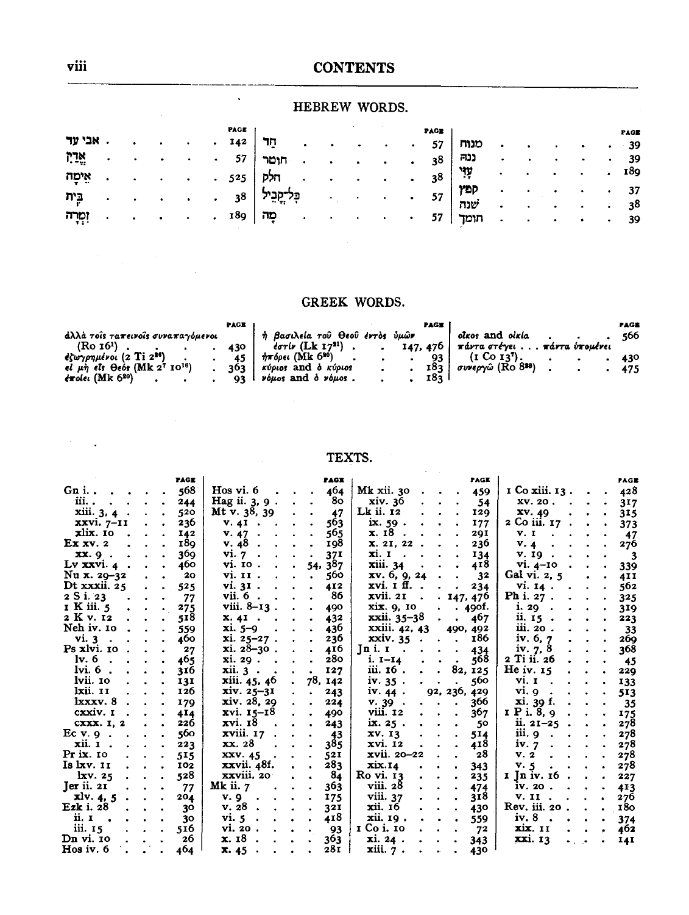# CONTENTS

## HEBREW WORDS.

| | PAGE | | PAGE | | PAGE |
|---|---|---|---|---|---|
| אבי עד | 142 | חַד | 57 | מנות | 39 |
| אֲדִין | 57 | חוטר | 38 | נוה | 39 |
| אֵימָה | 525 | חלק | 38 | עָזִּי | 189 |
| בַּיִת | 38 | כָּל־קֳבֵל | 57 | קפיץ | 37 |
| זִמְרָה | 189 | מָה | 57 | שנה | 38 |
| | | | | תומך | 39 |

## GREEK WORDS.

| | PAGE | | PAGE | | PAGE |
|---|---|---|---|---|---|
| ἀλλὰ τοῖς ταπεινοῖς συναπαγόμενοι (Ro 16[1]) | 430 | ἡ βασιλεία τοῦ Θεοῦ ἐντὸς ὑμῶν ἐστιν (Lk 17[21]) | 147, 476 | οἶκος and οἰκία | 566 |
| ἐζωγρημένοι (2 Ti 2[26]) | 45 | ἠπόρει (Mk 6[20]) | 93 | πάντα στέγει . . . πάντα ὑπομένει (1 Co 13[7]) | 430 |
| εἰ μὴ εἷς Θεός (Mk 2[7] 10[18]) | 363 | κύριος and ὁ κύριος | 183 | συνεργῶ (Ro 8[28]) | 475 |
| ἐποίει (Mk 6[20]) | 93 | νόμος and ὁ νόμος | 183 | | |

## TEXTS.

| | PAGE | | PAGE | | PAGE | | PAGE |
|---|---|---|---|---|---|---|---|
| Gn i. | 568 | Hos vi. 6 | 464 | Mk xii. 30 | 459 | 1 Co xiii. 13 | 428 |
| iii. | 244 | Hag ii. 3, 9 | 80 | xiv. 36 | 54 | xv. 20 | 317 |
| xiii. 3, 4 | 520 | Mt v. 38, 39 | 47 | Lk ii. 12 | 129 | xv. 49 | 315 |
| xxvi. 7–11 | 236 | v. 41 | 563 | ix. 59 | 177 | 2 Co iii. 17 | 373 |
| xlix. 10 | 142 | v. 47 | 565 | x. 18 | 291 | v. 1 | 47 |
| Ex xv. 2 | 189 | v. 48 | 198 | x. 21, 22 | 236 | v. 4 | 276 |
| xx. 9 | 369 | vi. 7 | 371 | xi. 1 | 134 | v. 19 | 3 |
| Lv xxvi. 4 | 460 | vi. 10 | 54, 387 | xiii. 34 | 418 | vi. 4–10 | 339 |
| Nu x. 29–32 | 20 | vi. 11 | 560 | xv. 6, 9, 24 | 32 | Gal vi. 2, 5 | 411 |
| Dt xxxii. 25 | 525 | vi. 31 | 412 | xvi. 1 ff. | 234 | vi. 14 | 562 |
| 2 S i. 23 | 77 | vii. 6 | 86 | xvii. 21 | 147, 476 | Ph i. 27 | 325 |
| 1 K iii. 5 | 275 | viii. 8–13 | 490 | xix. 9, 10 | 490f. | i. 29 | 319 |
| 2 K v. 12 | 518 | x. 41 | 432 | xxii. 35–38 | 467 | ii. 15 | 223 |
| Neh iv. 10 | 559 | xi. 5–9 | 436 | xxiii. 42, 43 | 490, 492 | iii. 20 | 33 |
| vi. 3 | 460 | xi. 25–27 | 236 | xxiv. 35 | 186 | iv. 6, 7 | 269 |
| Ps xlvi. 10 | 27 | xi. 28–30 | 416 | Jn i. 1 | 434 | iv. 7, 8 | 368 |
| lv. 6 | 465 | xi. 29 | 280 | i. 1–14 | 568 | 2 Ti ii. 26 | 45 |
| lvi. 6 | 316 | xii. 3 | 127 | iii. 16 | 82, 125 | He iv. 15 | 229 |
| lvii. 10 | 131 | xiii. 45, 46 | 78, 142 | iv. 35 | 560 | vi. 1 | 133 |
| lxii. 11 | 126 | xiv. 25–31 | 243 | iv. 44 | 92, 236, 429 | vi. 9 | 513 |
| lxxxv. 8 | 179 | xiv. 28, 29 | 224 | v. 39 | 366 | xi. 39 f. | 35 |
| cxxiv. 1 | 414 | xvi. 15–18 | 490 | viii. 12 | 367 | 1 P i. 8, 9 | 175 |
| cxxx. 1, 2 | 226 | xvi. 18 | 243 | ix. 25 | 50 | ii. 21–25 | 278 |
| Ec v. 9 | 560 | xviii. 17 | 43 | xv. 13 | 514 | iii. 9 | 278 |
| xii. 1 | 223 | xx. 28 | 385 | xvi. 12 | 418 | iv. 7 | 278 |
| Pr ix. 10 | 515 | xxv. 45 | 521 | xvii. 20–22 | 28 | v. 2 | 278 |
| Is lxv. 11 | 102 | xxvii. 48f. | 283 | xix. 14 | 343 | v. 5 | 278 |
| lxv. 25 | 528 | xxviii. 20 | 84 | Ro vi. 13 | 235 | 1 Jn iv. 16 | 227 |
| Jer ii. 21 | 77 | Mk ii. 7 | 363 | viii. 28 | 474 | iv. 20 | 413 |
| xlv. 4, 5 | 204 | v. 9 | 175 | viii. 37 | 318 | v. 11 | 276 |
| Ezk i. 28 | 30 | v. 28 | 321 | xii. 16 | 430 | Rev. iii. 20 | 180 |
| ii. 1 | 30 | vi. 5 | 418 | xii. 19 | 559 | iv. 8 | 374 |
| iii. 15 | 516 | vi. 20 | 93 | 1 Co i. 10 | 72 | xix. 11 | 462 |
| Dn vi. 10 | 26 | x. 18 | 363 | xi. 24 | 343 | xxi. 13 | 141 |
| Hos iv. 6 | 464 | x. 45 | 281 | xiii. 7 | 430 | | |